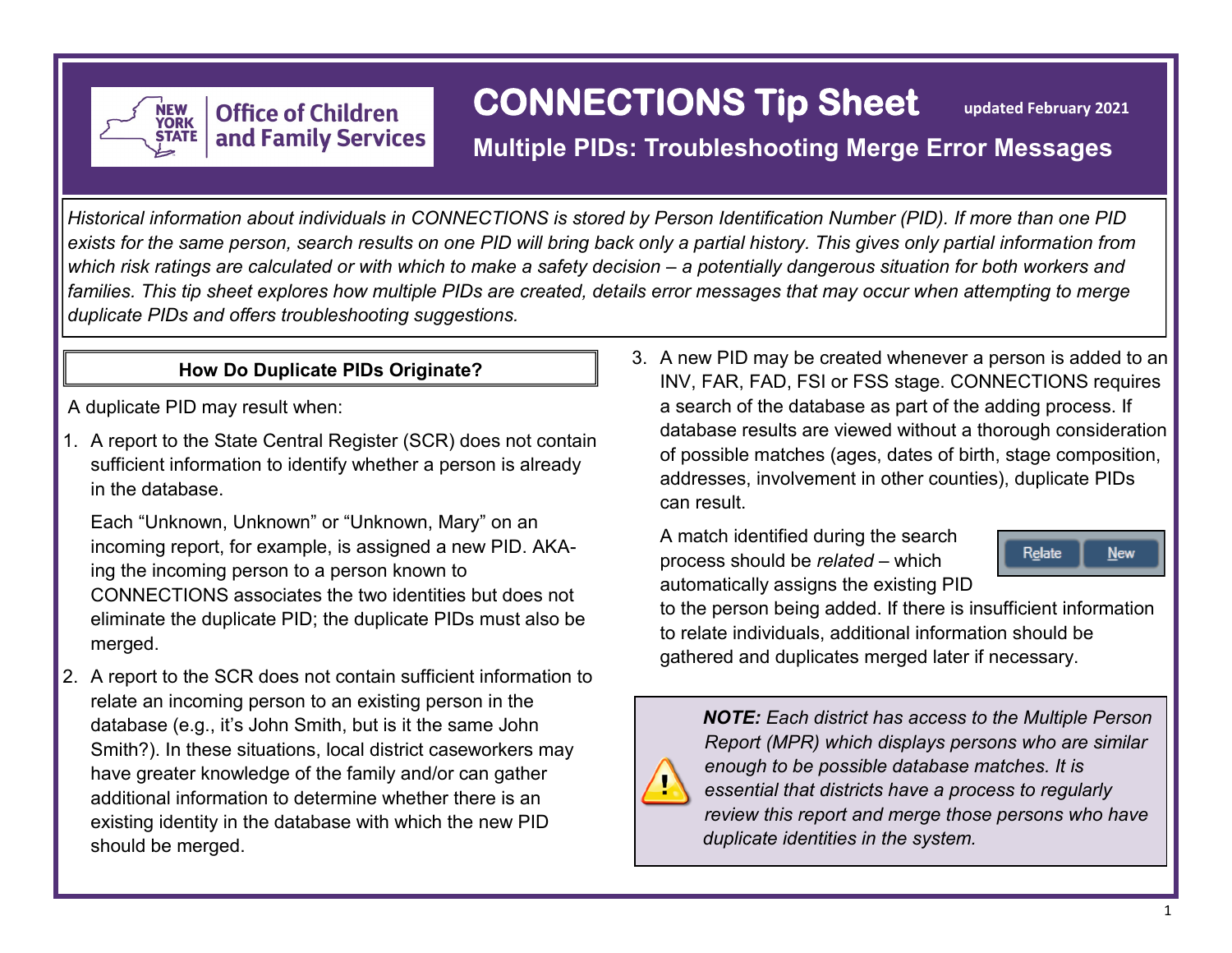# CONNECTIONS Tip Sheet

updated February 2021

## Multiple PIDs: Troubleshooting Merge Error Messages

*Historical information about individuals in CONNECTIONS is stored by Person Identification Number (PID). If more than one PID exists for the same person, search results on one PID will bring back only a partial history. This gives only partial information from which risk ratings are calculated or with which to make a safety decision – a potentially dangerous situation for both workers and families. This tip sheet explores how multiple PIDs are created, details error messages that may occur when attempting to merge duplicate PIDs and offers troubleshooting suggestions.*

### How Do Duplicate PIDs Originate?

A duplicate PID may result when:

1. A report to the State Central Register (SCR) does not contain sufficient information to identify whether a person is already in the database.

   Each "Unknown, Unknown" or "Unknown, Mary" on an incoming report, for example, is assigned a new PID. AKA-ing the incoming person to a person known to CONNECTIONS associates the two identities but does not eliminate the duplicate PID; the duplicate PIDs must also be merged.

2. A report to the SCR does not contain sufficient information to relate an incoming person to an existing person in the database (e.g., it's John Smith, but is it the same John Smith?). In these situations, local district caseworkers may have greater knowledge of the family and/or can gather additional information to determine whether there is an existing identity in the database with which the new PID should be merged.

3. A new PID may be created whenever a person is added to an INV, FAR, FAD, FSI or FSS stage. CONNECTIONS requires a search of the database as part of the adding process. If database results are viewed without a thorough consideration of possible matches (ages, dates of birth, stage composition, addresses, involvement in other counties), duplicate PIDs can result.

   A match identified during the search process should be *related* – which automatically assigns the existing PID to the person being added. If there is insufficient information to relate individuals, additional information should be gathered and duplicates merged later if necessary.

   Relate | New

> ***NOTE:*** *Each district has access to the Multiple Person Report (MPR) which displays persons who are similar enough to be possible database matches. It is essential that districts have a process to regularly review this report and merge those persons who have duplicate identities in the system.*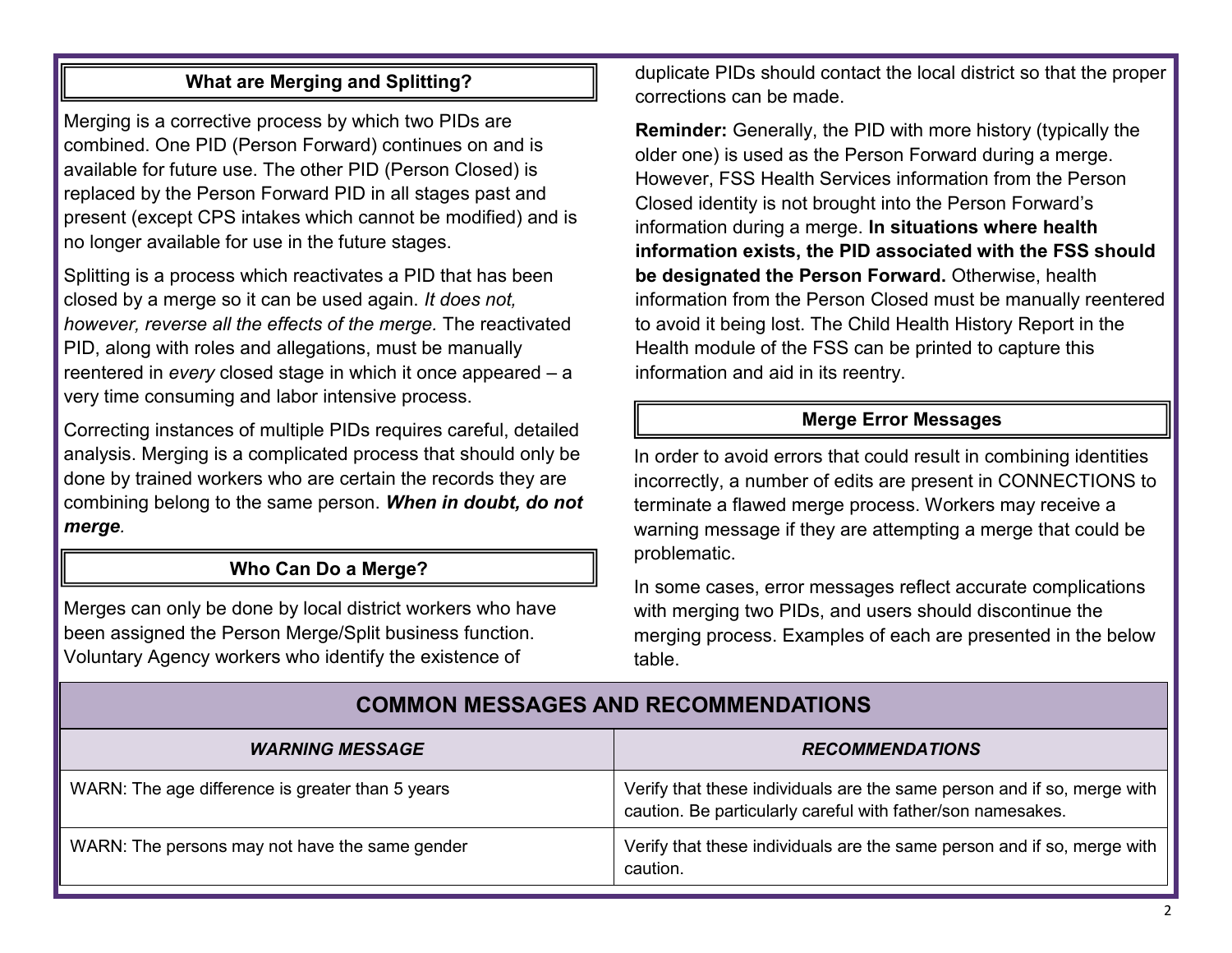## What are Merging and Splitting?

Merging is a corrective process by which two PIDs are combined. One PID (Person Forward) continues on and is available for future use. The other PID (Person Closed) is replaced by the Person Forward PID in all stages past and present (except CPS intakes which cannot be modified) and is no longer available for use in the future stages.

Splitting is a process which reactivates a PID that has been closed by a merge so it can be used again. *It does not, however, reverse all the effects of the merge.* The reactivated PID, along with roles and allegations, must be manually reentered in *every* closed stage in which it once appeared – a very time consuming and labor intensive process.

Correcting instances of multiple PIDs requires careful, detailed analysis. Merging is a complicated process that should only be done by trained workers who are certain the records they are combining belong to the same person. ***When in doubt, do not merge***.

## Who Can Do a Merge?

Merges can only be done by local district workers who have been assigned the Person Merge/Split business function. Voluntary Agency workers who identify the existence of duplicate PIDs should contact the local district so that the proper corrections can be made.

**Reminder:** Generally, the PID with more history (typically the older one) is used as the Person Forward during a merge. However, FSS Health Services information from the Person Closed identity is not brought into the Person Forward's information during a merge. **In situations where health information exists, the PID associated with the FSS should be designated the Person Forward.** Otherwise, health information from the Person Closed must be manually reentered to avoid it being lost. The Child Health History Report in the Health module of the FSS can be printed to capture this information and aid in its reentry.

## Merge Error Messages

In order to avoid errors that could result in combining identities incorrectly, a number of edits are present in CONNECTIONS to terminate a flawed merge process. Workers may receive a warning message if they are attempting a merge that could be problematic.

In some cases, error messages reflect accurate complications with merging two PIDs, and users should discontinue the merging process. Examples of each are presented in the below table.

| COMMON MESSAGES AND RECOMMENDATIONS | |
|---|---|
| ***WARNING MESSAGE*** | ***RECOMMENDATIONS*** |
| WARN: The age difference is greater than 5 years | Verify that these individuals are the same person and if so, merge with caution. Be particularly careful with father/son namesakes. |
| WARN: The persons may not have the same gender | Verify that these individuals are the same person and if so, merge with caution. |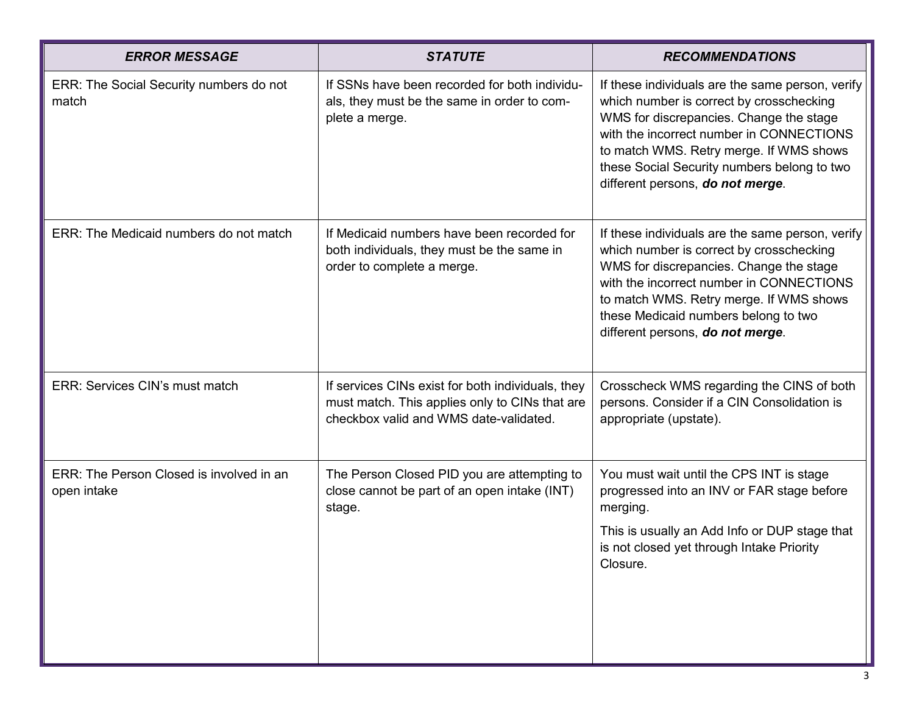| *ERROR MESSAGE* | *STATUTE* | *RECOMMENDATIONS* |
|---|---|---|
| ERR: The Social Security numbers do not match | If SSNs have been recorded for both individuals, they must be the same in order to complete a merge. | If these individuals are the same person, verify which number is correct by crosschecking WMS for discrepancies. Change the stage with the incorrect number in CONNECTIONS to match WMS. Retry merge. If WMS shows these Social Security numbers belong to two different persons, ***do not merge***. |
| ERR: The Medicaid numbers do not match | If Medicaid numbers have been recorded for both individuals, they must be the same in order to complete a merge. | If these individuals are the same person, verify which number is correct by crosschecking WMS for discrepancies. Change the stage with the incorrect number in CONNECTIONS to match WMS. Retry merge. If WMS shows these Medicaid numbers belong to two different persons, ***do not merge***. |
| ERR: Services CIN's must match | If services CINs exist for both individuals, they must match. This applies only to CINs that are checkbox valid and WMS date-validated. | Crosscheck WMS regarding the CINS of both persons. Consider if a CIN Consolidation is appropriate (upstate). |
| ERR: The Person Closed is involved in an open intake | The Person Closed PID you are attempting to close cannot be part of an open intake (INT) stage. | You must wait until the CPS INT is stage progressed into an INV or FAR stage before merging.<br><br>This is usually an Add Info or DUP stage that is not closed yet through Intake Priority Closure. |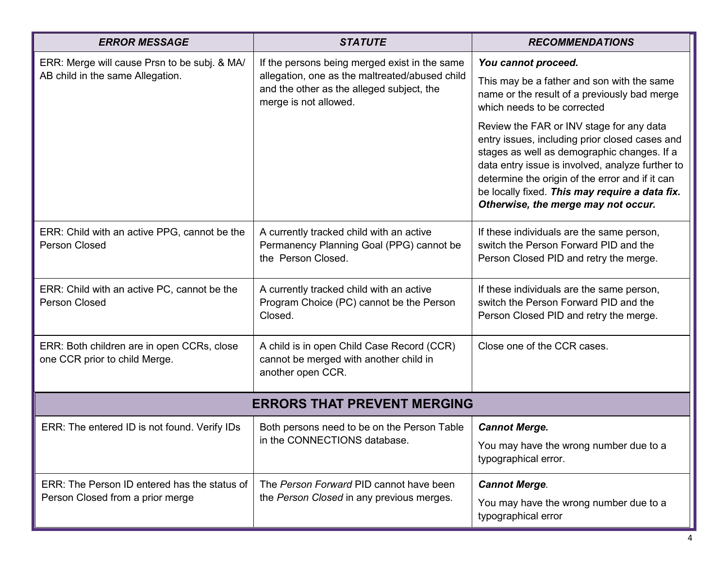| *ERROR MESSAGE* | *STATUTE* | *RECOMMENDATIONS* |
|---|---|---|
| ERR: Merge will cause Prsn to be subj. & MA/ AB child in the same Allegation. | If the persons being merged exist in the same allegation, one as the maltreated/abused child and the other as the alleged subject, the merge is not allowed. | ***You cannot proceed.*** This may be a father and son with the same name or the result of a previously bad merge which needs to be corrected Review the FAR or INV stage for any data entry issues, including prior closed cases and stages as well as demographic changes. If a data entry issue is involved, analyze further to determine the origin of the error and if it can be locally fixed. ***This may require a data fix. Otherwise, the merge may not occur.*** |
| ERR: Child with an active PPG, cannot be the Person Closed | A currently tracked child with an active Permanency Planning Goal (PPG) cannot be the Person Closed. | If these individuals are the same person, switch the Person Forward PID and the Person Closed PID and retry the merge. |
| ERR: Child with an active PC, cannot be the Person Closed | A currently tracked child with an active Program Choice (PC) cannot be the Person Closed. | If these individuals are the same person, switch the Person Forward PID and the Person Closed PID and retry the merge. |
| ERR: Both children are in open CCRs, close one CCR prior to child Merge. | A child is in open Child Case Record (CCR) cannot be merged with another child in another open CCR. | Close one of the CCR cases. |
| **ERRORS THAT PREVENT MERGING** | | |
| ERR: The entered ID is not found. Verify IDs | Both persons need to be on the Person Table in the CONNECTIONS database. | ***Cannot Merge.*** You may have the wrong number due to a typographical error. |
| ERR: The Person ID entered has the status of Person Closed from a prior merge | The *Person Forward* PID cannot have been the *Person Closed* in any previous merges. | ***Cannot Merge.*** You may have the wrong number due to a typographical error |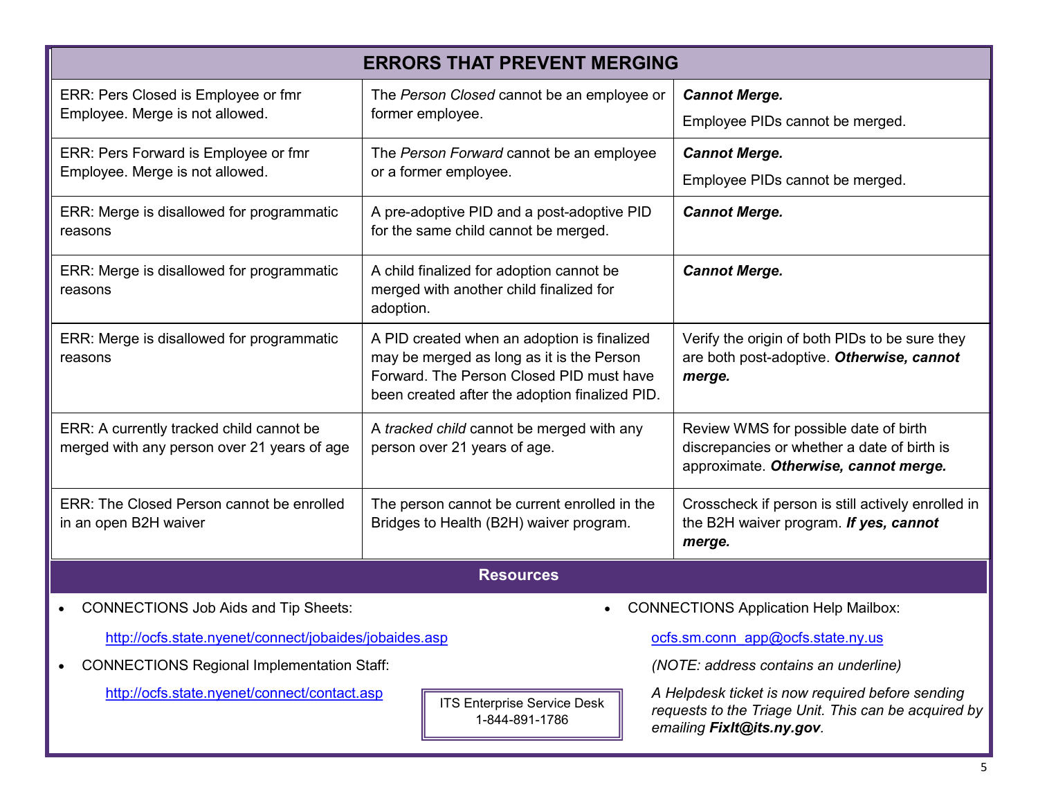## ERRORS THAT PREVENT MERGING

| | | |
|---|---|---|
| ERR: Pers Closed is Employee or fmr Employee. Merge is not allowed. | The *Person Closed* cannot be an employee or former employee. | ***Cannot Merge.*** Employee PIDs cannot be merged. |
| ERR: Pers Forward is Employee or fmr Employee. Merge is not allowed. | The *Person Forward* cannot be an employee or a former employee. | ***Cannot Merge.*** Employee PIDs cannot be merged. |
| ERR: Merge is disallowed for programmatic reasons | A pre-adoptive PID and a post-adoptive PID for the same child cannot be merged. | ***Cannot Merge.*** |
| ERR: Merge is disallowed for programmatic reasons | A child finalized for adoption cannot be merged with another child finalized for adoption. | ***Cannot Merge.*** |
| ERR: Merge is disallowed for programmatic reasons | A PID created when an adoption is finalized may be merged as long as it is the Person Forward. The Person Closed PID must have been created after the adoption finalized PID. | Verify the origin of both PIDs to be sure they are both post-adoptive. ***Otherwise, cannot merge.*** |
| ERR: A currently tracked child cannot be merged with any person over 21 years of age | A *tracked child* cannot be merged with any person over 21 years of age. | Review WMS for possible date of birth discrepancies or whether a date of birth is approximate. ***Otherwise, cannot merge.*** |
| ERR: The Closed Person cannot be enrolled in an open B2H waiver | The person cannot be current enrolled in the Bridges to Health (B2H) waiver program. | Crosscheck if person is still actively enrolled in the B2H waiver program. ***If yes, cannot merge.*** |

### Resources

- CONNECTIONS Job Aids and Tip Sheets:

  http://ocfs.state.nyenet/connect/jobaides/jobaides.asp

- CONNECTIONS Regional Implementation Staff:

  http://ocfs.state.nyenet/connect/contact.asp

ITS Enterprise Service Desk
1-844-891-1786

- CONNECTIONS Application Help Mailbox:

  ocfs.sm.conn_app@ocfs.state.ny.us

  *(NOTE: address contains an underline)*

  *A Helpdesk ticket is now required before sending requests to the Triage Unit. This can be acquired by emailing **FixIt@its.ny.gov**.*